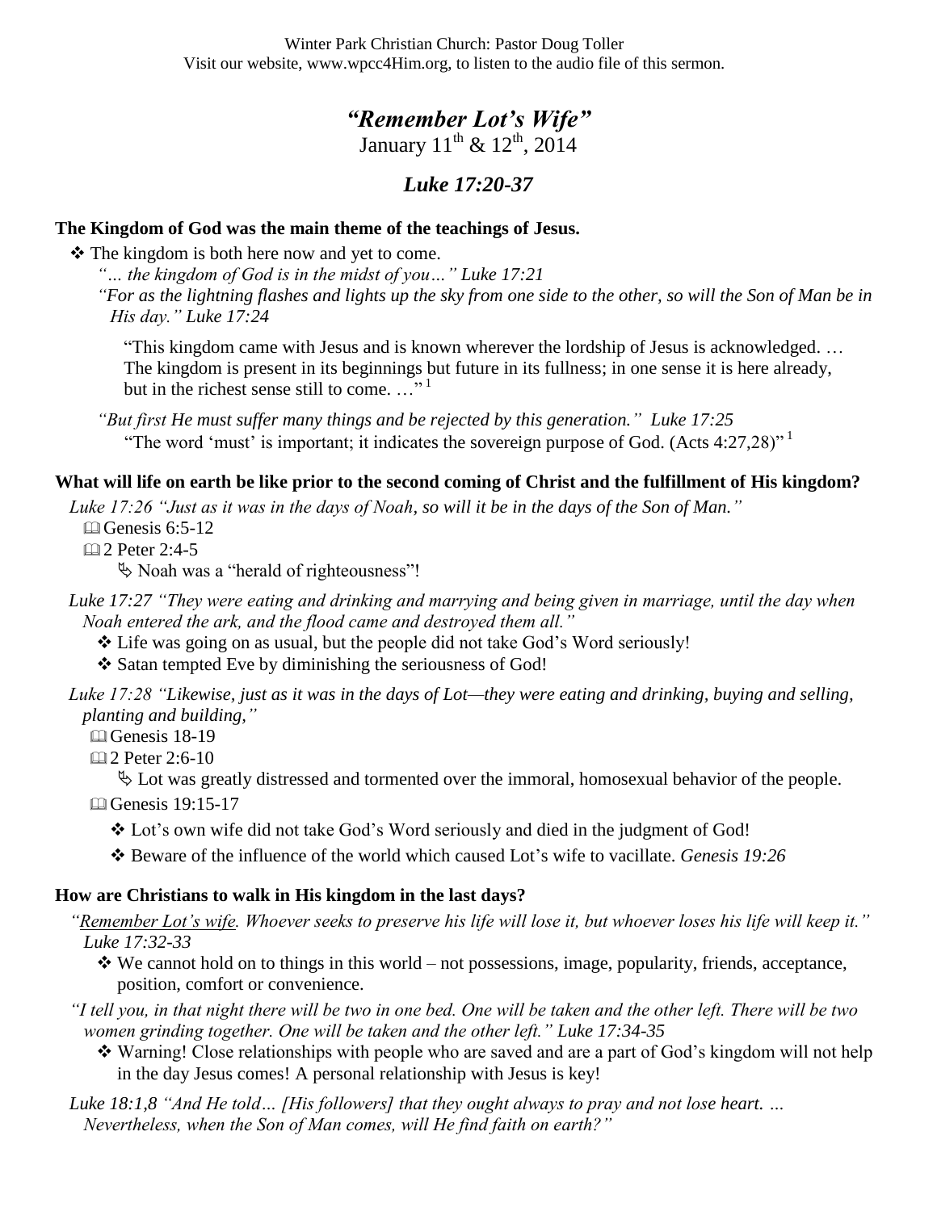Winter Park Christian Church: Pastor Doug Toller
Visit our website, www.wpcc4Him.org, to listen to the audio file of this sermon.

# *"Remember Lot's Wife"*

January 11th & 12th, 2014

## *Luke 17:20-37*

**The Kingdom of God was the main theme of the teachings of Jesus.**

- ❖ The kingdom is both here now and yet to come.

  *"… the kingdom of God is in the midst of you…" Luke 17:21*

  *"For as the lightning flashes and lights up the sky from one side to the other, so will the Son of Man be in His day." Luke 17:24*

  > "This kingdom came with Jesus and is known wherever the lordship of Jesus is acknowledged. … The kingdom is present in its beginnings but future in its fullness; in one sense it is here already, but in the richest sense still to come. …"[1]

  *"But first He must suffer many things and be rejected by this generation." Luke 17:25*

  > "The word 'must' is important; it indicates the sovereign purpose of God. (Acts 4:27,28)"[1]

**What will life on earth be like prior to the second coming of Christ and the fulfillment of His kingdom?**

*Luke 17:26 "Just as it was in the days of Noah, so will it be in the days of the Son of Man."*

- 🕮 Genesis 6:5-12
- 🕮 2 Peter 2:4-5
  - ✎ Noah was a "herald of righteousness"!

*Luke 17:27 "They were eating and drinking and marrying and being given in marriage, until the day when Noah entered the ark, and the flood came and destroyed them all."*

- ❖ Life was going on as usual, but the people did not take God's Word seriously!
- ❖ Satan tempted Eve by diminishing the seriousness of God!

*Luke 17:28 "Likewise, just as it was in the days of Lot—they were eating and drinking, buying and selling, planting and building,"*

- 🕮 Genesis 18-19
- 🕮 2 Peter 2:6-10
  - ✎ Lot was greatly distressed and tormented over the immoral, homosexual behavior of the people.
- 🕮 Genesis 19:15-17
  - ❖ Lot's own wife did not take God's Word seriously and died in the judgment of God!
  - ❖ Beware of the influence of the world which caused Lot's wife to vacillate. *Genesis 19:26*

**How are Christians to walk in His kingdom in the last days?**

*"Remember Lot's wife. Whoever seeks to preserve his life will lose it, but whoever loses his life will keep it." Luke 17:32-33*

- ❖ We cannot hold on to things in this world – not possessions, image, popularity, friends, acceptance, position, comfort or convenience.

*"I tell you, in that night there will be two in one bed. One will be taken and the other left. There will be two women grinding together. One will be taken and the other left." Luke 17:34-35*

- ❖ Warning! Close relationships with people who are saved and are a part of God's kingdom will not help in the day Jesus comes! A personal relationship with Jesus is key!

*Luke 18:1,8 "And He told… [His followers] that they ought always to pray and not lose heart. … Nevertheless, when the Son of Man comes, will He find faith on earth?"*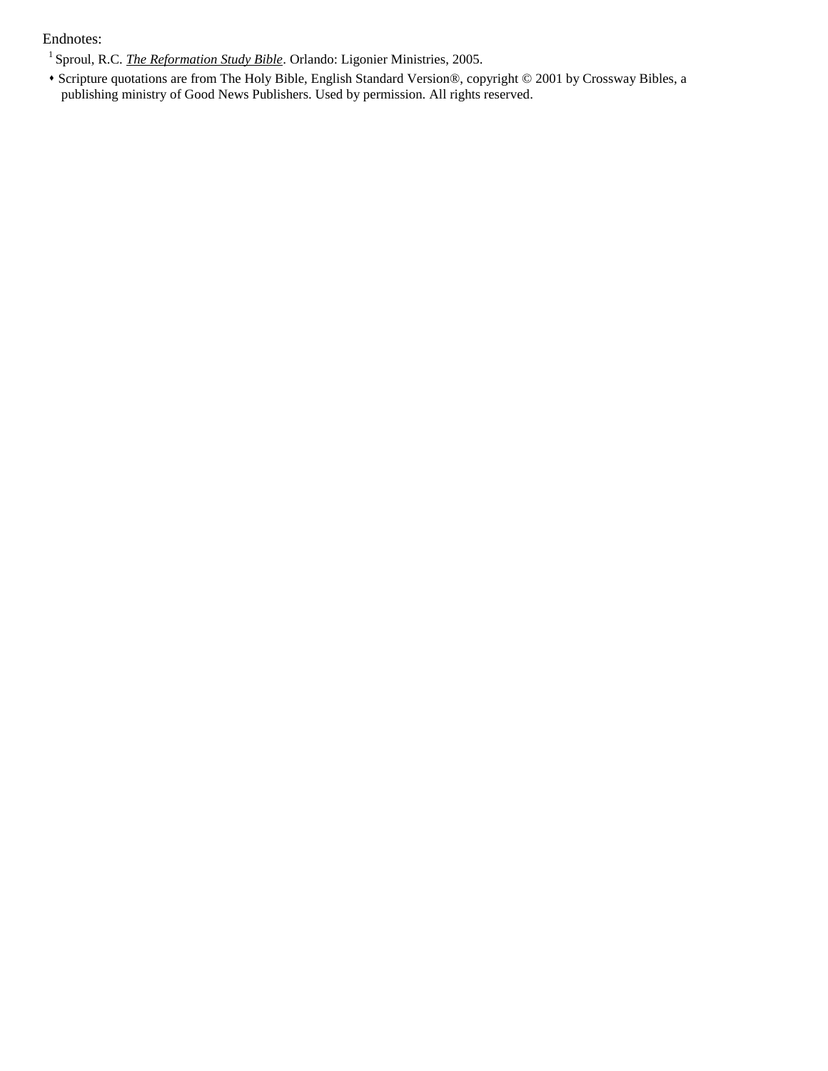Endnotes:

[1] Sproul, R.C. ***The Reformation Study Bible***. Orlando: Ligonier Ministries, 2005.

- Scripture quotations are from The Holy Bible, English Standard Version®, copyright © 2001 by Crossway Bibles, a publishing ministry of Good News Publishers. Used by permission. All rights reserved.